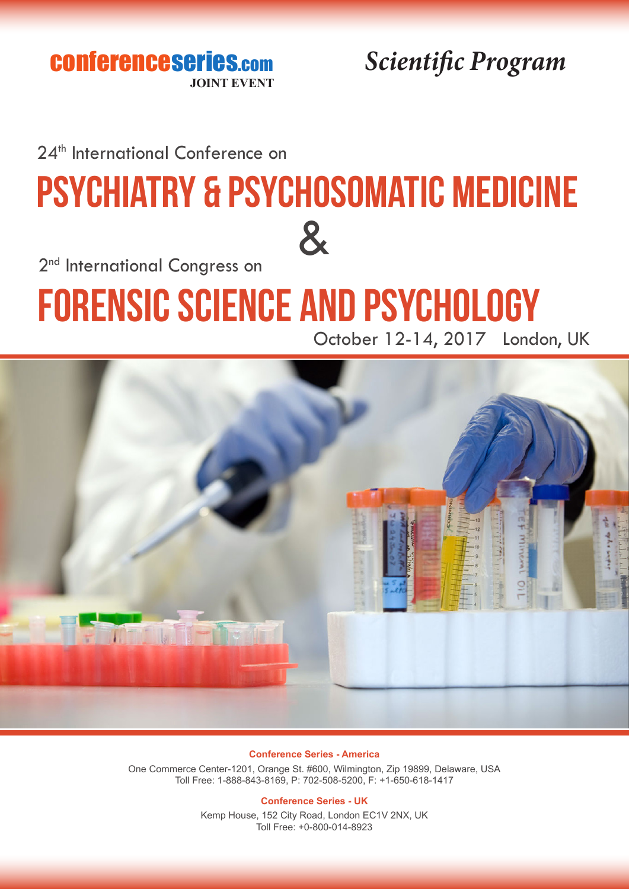conferenceseries.com
JOINT EVENT

*Scientific Program*

24th International Conference on

# PSYCHIATRY & PSYCHOSOMATIC MEDICINE

&

2nd International Congress on

# FORENSIC SCIENCE AND PSYCHOLOGY

October 12-14, 2017 London, UK

**Conference Series - America**

One Commerce Center-1201, Orange St. #600, Wilmington, Zip 19899, Delaware, USA
Toll Free: 1-888-843-8169, P: 702-508-5200, F: +1-650-618-1417

**Conference Series - UK**

Kemp House, 152 City Road, London EC1V 2NX, UK
Toll Free: +0-800-014-8923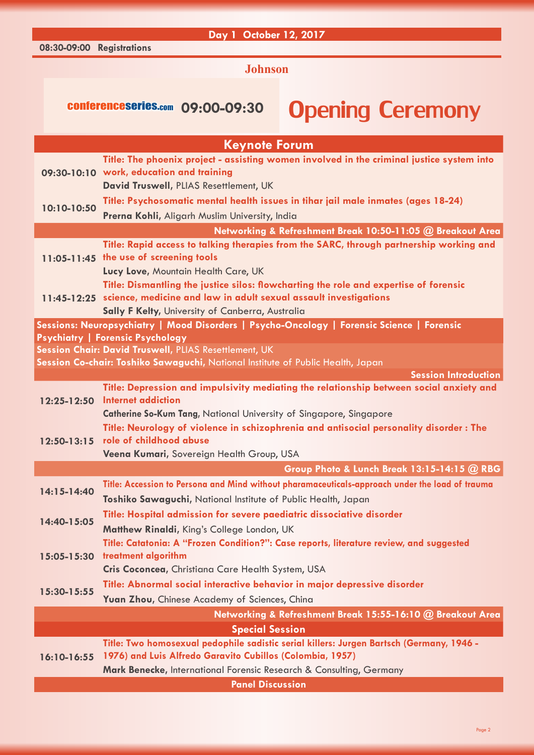## Day 1 October 12, 2017

**08:30-09:00 Registrations**

**Johnson**

conferenceseries.com **09:00-09:30** **Opening Ceremony**

## Keynote Forum

**09:30-10:10** **Title: The phoenix project - assisting women involved in the criminal justice system into work, education and training**
**David Truswell**, PLIAS Resettlement, UK

**10:10-10:50** **Title: Psychosomatic mental health issues in tihar jail male inmates (ages 18-24)**
**Prerna Kohli**, Aligarh Muslim University, India

**Networking & Refreshment Break 10:50-11:05 @ Breakout Area**

**11:05-11:45** **Title: Rapid access to talking therapies from the SARC, through partnership working and the use of screening tools**
**Lucy Love**, Mountain Health Care, UK

**11:45-12:25** **Title: Dismantling the justice silos: flowcharting the role and expertise of forensic science, medicine and law in adult sexual assault investigations**
**Sally F Kelty**, University of Canberra, Australia

**Sessions: Neuropsychiatry | Mood Disorders | Psycho-Oncology | Forensic Science | Forensic Psychiatry | Forensic Psychology**

**Session Chair: David Truswell**, PLIAS Resettlement, UK

**Session Co-chair: Toshiko Sawaguchi**, National Institute of Public Health, Japan

**Session Introduction**

**12:25-12:50** **Title: Depression and impulsivity mediating the relationship between social anxiety and Internet addiction**
**Catherine So-Kum Tang**, National University of Singapore, Singapore

**12:50-13:15** **Title: Neurology of violence in schizophrenia and antisocial personality disorder : The role of childhood abuse**
**Veena Kumari**, Sovereign Health Group, USA

**Group Photo & Lunch Break 13:15-14:15 @ RBG**

**14:15-14:40** **Title: Accession to Persona and Mind without pharamaceuticals-approach under the load of trauma**
**Toshiko Sawaguchi**, National Institute of Public Health, Japan

**14:40-15:05** **Title: Hospital admission for severe paediatric dissociative disorder**
**Matthew Rinaldi**, King's College London, UK

**15:05-15:30** **Title: Catatonia: A "Frozen Condition?": Case reports, literature review, and suggested treatment algorithm**
**Cris Coconcea**, Christiana Care Health System, USA

**15:30-15:55** **Title: Abnormal social interactive behavior in major depressive disorder**
**Yuan Zhou**, Chinese Academy of Sciences, China

**Networking & Refreshment Break 15:55-16:10 @ Breakout Area**

## Special Session

**16:10-16:55** **Title: Two homosexual pedophile sadistic serial killers: Jurgen Bartsch (Germany, 1946 - 1976) and Luis Alfredo Garavito Cubillos (Colombia, 1957)**
**Mark Benecke**, International Forensic Research & Consulting, Germany

## Panel Discussion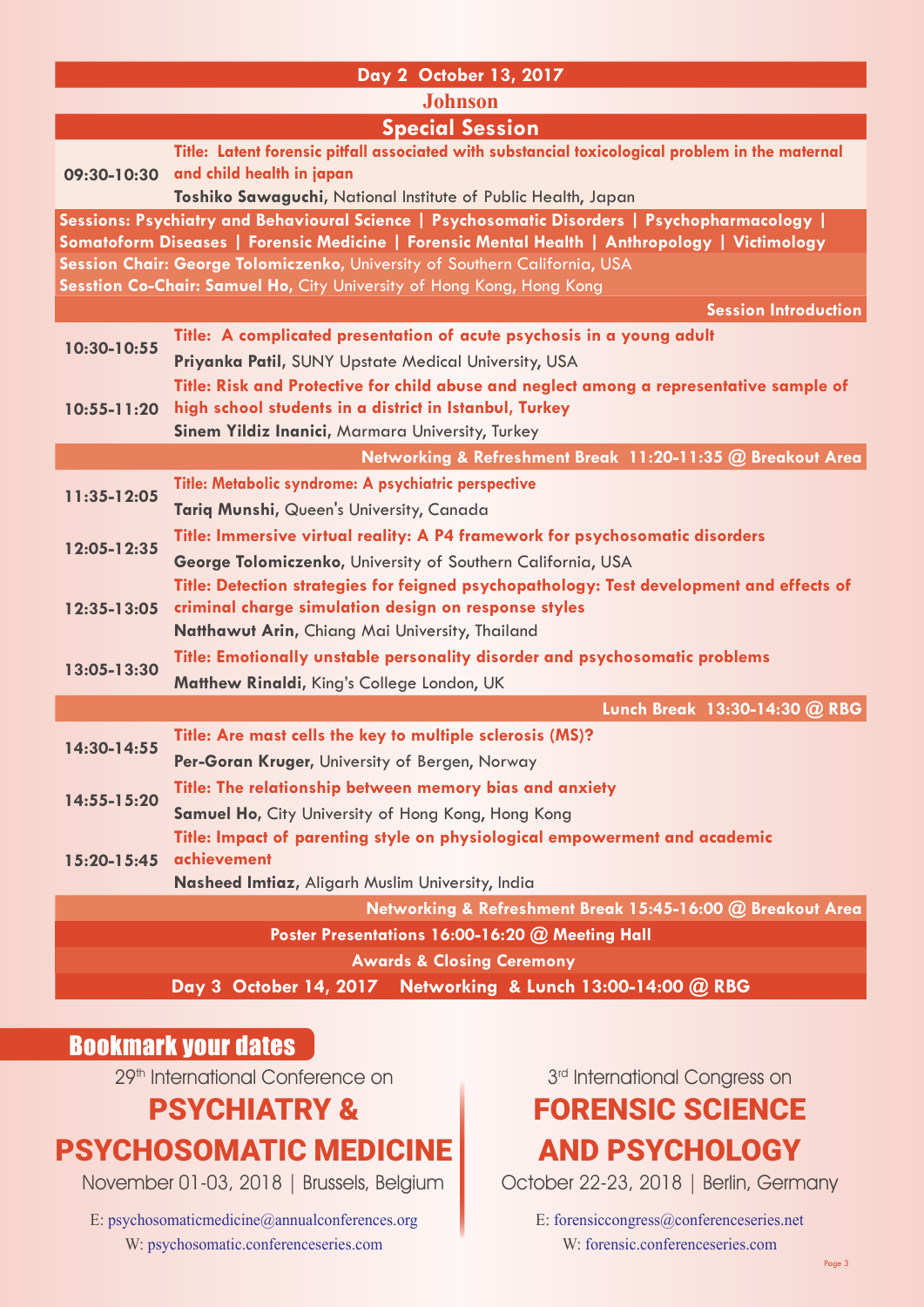## Day 2 October 13, 2017

### Johnson

### Special Session

**09:30-10:30**
**Title: Latent forensic pitfall associated with substancial toxicological problem in the maternal and child health in japan**
**Toshiko Sawaguchi**, National Institute of Public Health, Japan

**Sessions: Psychiatry and Behavioural Science | Psychosomatic Disorders | Psychopharmacology | Somatoform Diseases | Forensic Medicine | Forensic Mental Health | Anthropology | Victimology**

**Session Chair: George Tolomiczenko**, University of Southern California, USA
**Sesstion Co-Chair: Samuel Ho**, City University of Hong Kong, Hong Kong

**Session Introduction**

**10:30-10:55**
**Title: A complicated presentation of acute psychosis in a young adult**
**Priyanka Patil**, SUNY Upstate Medical University, USA

**10:55-11:20**
**Title: Risk and Protective for child abuse and neglect among a representative sample of high school students in a district in Istanbul, Turkey**
**Sinem Yildiz Inanici**, Marmara University, Turkey

**Networking & Refreshment Break 11:20-11:35 @ Breakout Area**

**11:35-12:05**
**Title: Metabolic syndrome: A psychiatric perspective**
**Tariq Munshi**, Queen's University, Canada

**12:05-12:35**
**Title: Immersive virtual reality: A P4 framework for psychosomatic disorders**
**George Tolomiczenko**, University of Southern California, USA

**12:35-13:05**
**Title: Detection strategies for feigned psychopathology: Test development and effects of criminal charge simulation design on response styles**
**Natthawut Arin**, Chiang Mai University, Thailand

**13:05-13:30**
**Title: Emotionally unstable personality disorder and psychosomatic problems**
**Matthew Rinaldi**, King's College London, UK

**Lunch Break 13:30-14:30 @ RBG**

**14:30-14:55**
**Title: Are mast cells the key to multiple sclerosis (MS)?**
**Per-Goran Kruger**, University of Bergen, Norway

**14:55-15:20**
**Title: The relationship between memory bias and anxiety**
**Samuel Ho**, City University of Hong Kong, Hong Kong

**15:20-15:45**
**Title: Impact of parenting style on physiological empowerment and academic achievement**
**Nasheed Imtiaz**, Aligarh Muslim University, India

**Networking & Refreshment Break 15:45-16:00 @ Breakout Area**

**Poster Presentations 16:00-16:20 @ Meeting Hall**

**Awards & Closing Ceremony**

**Day 3 October 14, 2017 Networking & Lunch 13:00-14:00 @ RBG**

## Bookmark your dates

29th International Conference on

### PSYCHIATRY & PSYCHOSOMATIC MEDICINE

November 01-03, 2018 | Brussels, Belgium

E: psychosomaticmedicine@annualconferences.org
W: psychosomatic.conferenceseries.com

3rd International Congress on

### FORENSIC SCIENCE AND PSYCHOLOGY

October 22-23, 2018 | Berlin, Germany

E: forensiccongress@conferenceseries.net
W: forensic.conferenceseries.com